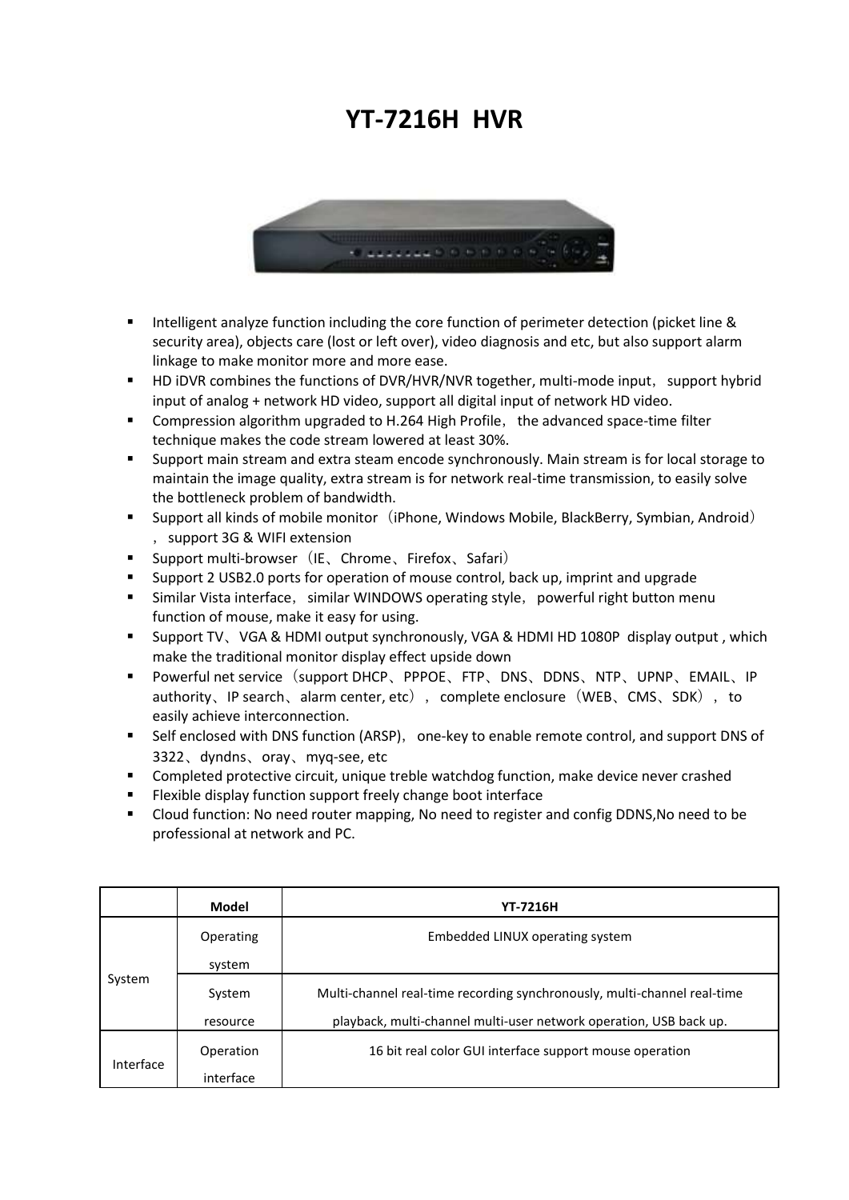# YT-7216H HVR

- Intelligent analyze function including the core function of perimeter detection (picket line & security area), objects care (lost or left over), video diagnosis and etc, but also support alarm linkage to make monitor more and more ease.
- HD iDVR combines the functions of DVR/HVR/NVR together, multi-mode input， support hybrid input of analog + network HD video, support all digital input of network HD video.
- Compression algorithm upgraded to H.264 High Profile， the advanced space-time filter technique makes the code stream lowered at least 30%.
- Support main stream and extra steam encode synchronously. Main stream is for local storage to maintain the image quality, extra stream is for network real-time transmission, to easily solve the bottleneck problem of bandwidth.
- Support all kinds of mobile monitor（iPhone, Windows Mobile, BlackBerry, Symbian, Android），support 3G & WIFI extension
- Support multi-browser（IE、Chrome、Firefox、Safari）
- Support 2 USB2.0 ports for operation of mouse control, back up, imprint and upgrade
- Similar Vista interface， similar WINDOWS operating style， powerful right button menu function of mouse, make it easy for using.
- Support TV、VGA & HDMI output synchronously, VGA & HDMI HD 1080P display output , which make the traditional monitor display effect upside down
- Powerful net service（support DHCP、PPPOE、FTP、DNS、DDNS、NTP、UPNP、EMAIL、IP authority、IP search、alarm center, etc），complete enclosure（WEB、CMS、SDK），to easily achieve interconnection.
- Self enclosed with DNS function (ARSP)， one-key to enable remote control, and support DNS of 3322、dyndns、oray、myq-see, etc
- Completed protective circuit, unique treble watchdog function, make device never crashed
- Flexible display function support freely change boot interface
- Cloud function: No need router mapping, No need to register and config DDNS,No need to be professional at network and PC.

| | Model | YT-7216H |
|---|---|---|
| System | Operating system | Embedded LINUX operating system |
| | System resource | Multi-channel real-time recording synchronously, multi-channel real-time playback, multi-channel multi-user network operation, USB back up. |
| Interface | Operation interface | 16 bit real color GUI interface support mouse operation |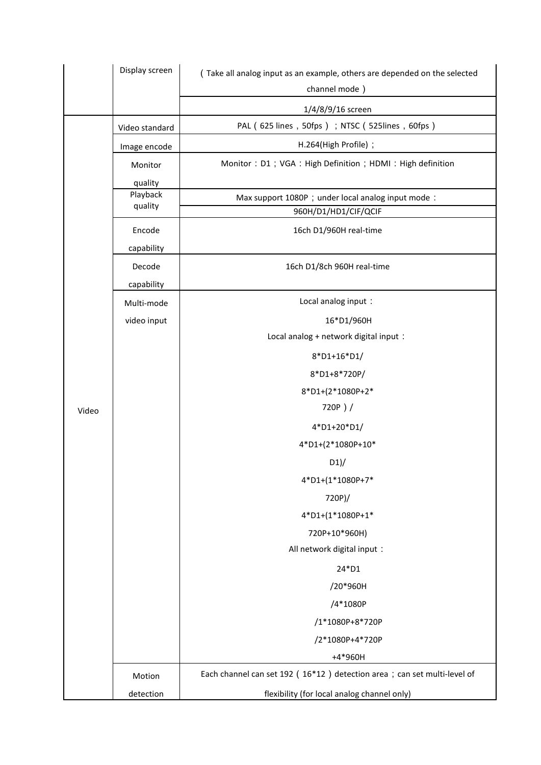| | | |
|---|---|---|
| | Display screen | （Take all analog input as an example, others are depended on the selected channel mode） |
| | | 1/4/8/9/16 screen |
| Video | Video standard | PAL（625 lines，50fps）；NTSC（525lines，60fps） |
| | Image encode | H.264(High Profile)； |
| | Monitor quality | Monitor：D1；VGA：High Definition；HDMI：High definition |
| | Playback quality | Max support 1080P；under local analog input mode： |
| | | 960H/D1/HD1/CIF/QCIF |
| | Encode capability | 16ch D1/960H real-time |
| | Decode capability | 16ch D1/8ch 960H real-time |
| | Multi-mode video input | Local analog input：<br>16*D1/960H<br>Local analog + network digital input：<br>8*D1+16*D1/<br>8*D1+8*720P/<br>8*D1+(2*1080P+2*720P）/<br>4*D1+20*D1/<br>4*D1+(2*1080P+10*D1)/<br>4*D1+(1*1080P+7*720P)/<br>4*D1+(1*1080P+1*720P+10*960H)<br>All network digital input：<br>24*D1<br>/20*960H<br>/4*1080P<br>/1*1080P+8*720P<br>/2*1080P+4*720P+4*960H |
| | Motion detection | Each channel can set 192（16*12）detection area；can set multi-level of flexibility (for local analog channel only) |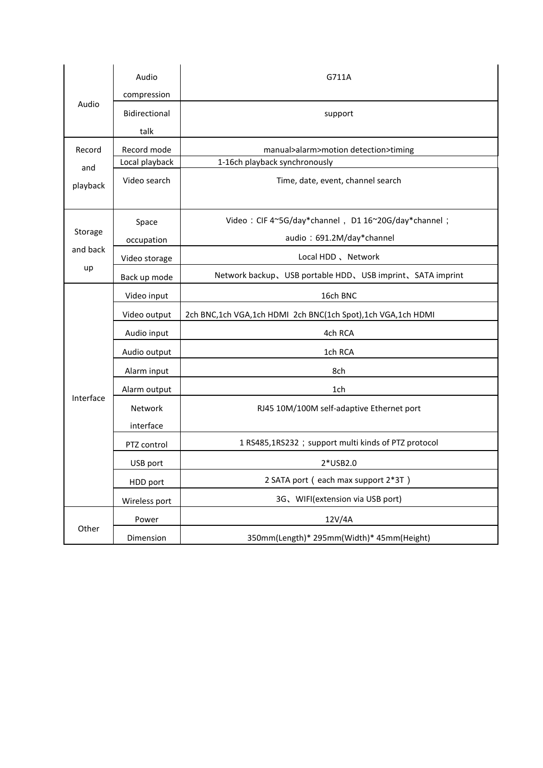| | | |
|---|---|---|
| Audio | Audio compression | G711A |
| | Bidirectional talk | support |
| Record and playback | Record mode | manual>alarm>motion detection>timing |
| | Local playback | 1-16ch playback synchronously |
| | Video search | Time, date, event, channel search |
| Storage and back up | Space occupation | Video：CIF 4~5G/day*channel， D1 16~20G/day*channel；audio：691.2M/day*channel |
| | Video storage | Local HDD 、Network |
| | Back up mode | Network backup、USB portable HDD、USB imprint、SATA imprint |
| Interface | Video input | 16ch BNC |
| | Video output | 2ch BNC,1ch VGA,1ch HDMI 2ch BNC(1ch Spot),1ch VGA,1ch HDMI |
| | Audio input | 4ch RCA |
| | Audio output | 1ch RCA |
| | Alarm input | 8ch |
| | Alarm output | 1ch |
| | Network interface | RJ45 10M/100M self-adaptive Ethernet port |
| | PTZ control | 1 RS485,1RS232；support multi kinds of PTZ protocol |
| | USB port | 2*USB2.0 |
| | HDD port | 2 SATA port（ each max support 2*3T ） |
| | Wireless port | 3G、WIFI(extension via USB port) |
| Other | Power | 12V/4A |
| | Dimension | 350mm(Length)* 295mm(Width)* 45mm(Height) |